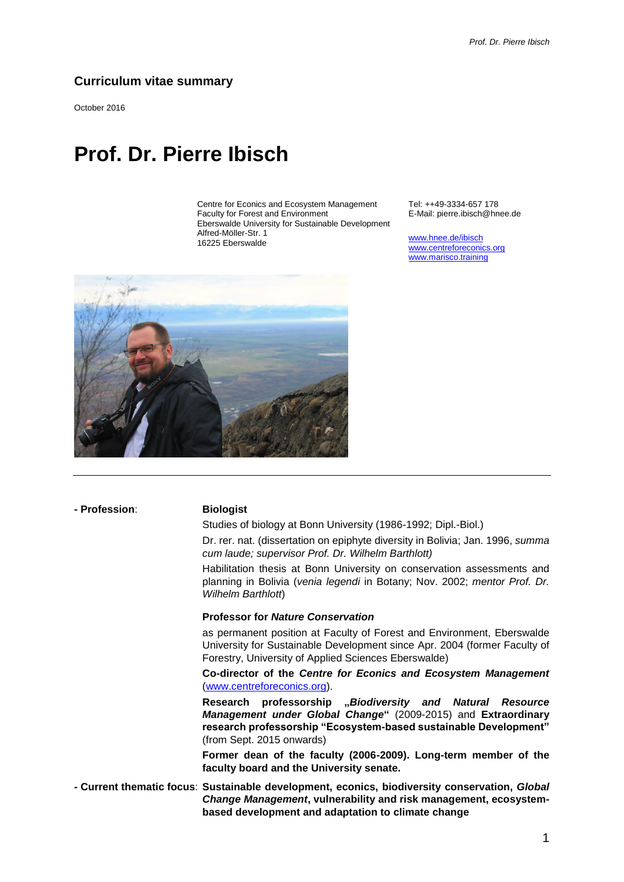## Curriculum vitae summary

October 2016

# Prof. Dr. Pierre Ibisch

Centre for Econics and Ecosystem Management
Faculty for Forest and Environment
Eberswalde University for Sustainable Development
Alfred-Möller-Str. 1
16225 Eberswalde

Tel: ++49-3334-657 178
E-Mail: pierre.ibisch@hnee.de

www.hnee.de/ibisch
www.centreforeconics.org
www.marisco.training

---

**- Profession**:

**Biologist**

Studies of biology at Bonn University (1986-1992; Dipl.-Biol.)

Dr. rer. nat. (dissertation on epiphyte diversity in Bolivia; Jan. 1996, *summa cum laude; supervisor Prof. Dr. Wilhelm Barthlott)*

Habilitation thesis at Bonn University on conservation assessments and planning in Bolivia (*venia legendi* in Botany; Nov. 2002; *mentor Prof. Dr. Wilhelm Barthlott*)

**Professor for *Nature Conservation***

as permanent position at Faculty of Forest and Environment, Eberswalde University for Sustainable Development since Apr. 2004 (former Faculty of Forestry, University of Applied Sciences Eberswalde)

**Co-director of the *Centre for Econics and Ecosystem Management*** (www.centreforeconics.org).

**Research professorship „*Biodiversity and Natural Resource Management under Global Change*"** (2009-2015) and **Extraordinary research professorship "Ecosystem-based sustainable Development"** (from Sept. 2015 onwards)

**Former dean of the faculty (2006-2009). Long-term member of the faculty board and the University senate.**

**- Current thematic focus**: **Sustainable development, econics, biodiversity conservation, *Global Change Management*, vulnerability and risk management, ecosystem-based development and adaptation to climate change**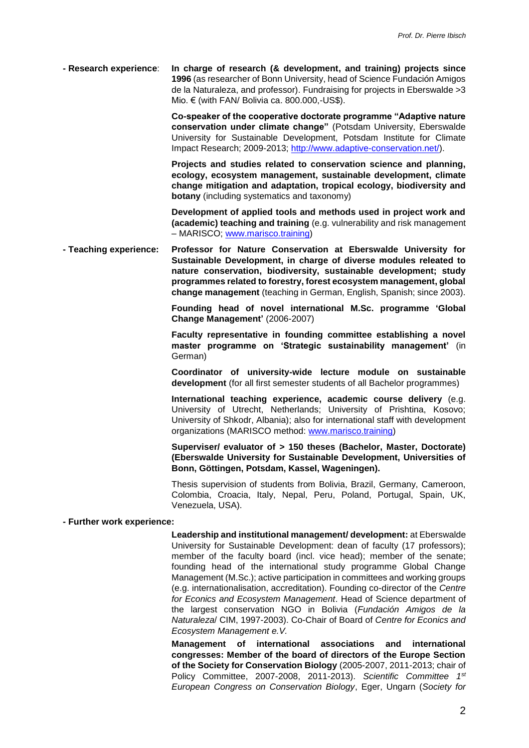**- Research experience**: **In charge of research (& development, and training) projects since 1996** (as researcher of Bonn University, head of Science Fundación Amigos de la Naturaleza, and professor). Fundraising for projects in Eberswalde >3 Mio. € (with FAN/ Bolivia ca. 800.000,-US$).

**Co-speaker of the cooperative doctorate programme "Adaptive nature conservation under climate change"** (Potsdam University, Eberswalde University for Sustainable Development, Potsdam Institute for Climate Impact Research; 2009-2013; http://www.adaptive-conservation.net/).

**Projects and studies related to conservation science and planning, ecology, ecosystem management, sustainable development, climate change mitigation and adaptation, tropical ecology, biodiversity and botany** (including systematics and taxonomy)

**Development of applied tools and methods used in project work and (academic) teaching and training** (e.g. vulnerability and risk management – MARISCO; www.marisco.training)

**- Teaching experience: Professor for Nature Conservation at Eberswalde University for Sustainable Development, in charge of diverse modules releated to nature conservation, biodiversity, sustainable development; study programmes related to forestry, forest ecosystem management, global change management** (teaching in German, English, Spanish; since 2003).

**Founding head of novel international M.Sc. programme 'Global Change Management'** (2006-2007)

**Faculty representative in founding committee establishing a novel master programme on 'Strategic sustainability management'** (in German)

**Coordinator of university-wide lecture module on sustainable development** (for all first semester students of all Bachelor programmes)

**International teaching experience, academic course delivery** (e.g. University of Utrecht, Netherlands; University of Prishtina, Kosovo; University of Shkodr, Albania); also for international staff with development organizations (MARISCO method: www.marisco.training)

**Superviser/ evaluator of > 150 theses (Bachelor, Master, Doctorate) (Eberswalde University for Sustainable Development, Universities of Bonn, Göttingen, Potsdam, Kassel, Wageningen).**

Thesis supervision of students from Bolivia, Brazil, Germany, Cameroon, Colombia, Croacia, Italy, Nepal, Peru, Poland, Portugal, Spain, UK, Venezuela, USA).

**- Further work experience:**

**Leadership and institutional management/ development:** at Eberswalde University for Sustainable Development: dean of faculty (17 professors); member of the faculty board (incl. vice head); member of the senate; founding head of the international study programme Global Change Management (M.Sc.); active participation in committees and working groups (e.g. internationalisation, accreditation). Founding co-director of the *Centre for Econics and Ecosystem Management*. Head of Science department of the largest conservation NGO in Bolivia (*Fundación Amigos de la Naturaleza*/ CIM, 1997-2003). Co-Chair of Board of *Centre for Econics and Ecosystem Management e.V.*

**Management of international associations and international congresses: Member of the board of directors of the Europe Section of the Society for Conservation Biology** (2005-2007, 2011-2013; chair of Policy Committee, 2007-2008, 2011-2013). *Scientific Committee 1st European Congress on Conservation Biology*, Eger, Ungarn (*Society for*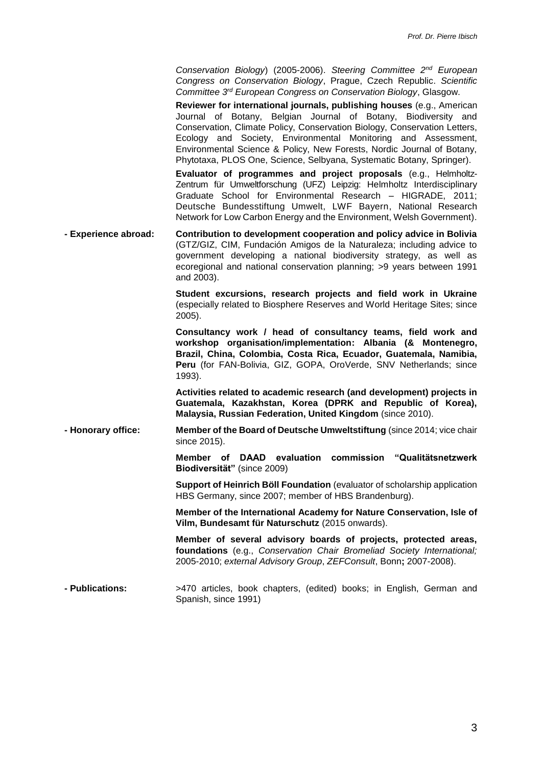*Conservation Biology*) (2005-2006). *Steering Committee 2nd European Congress on Conservation Biology*, Prague, Czech Republic. *Scientific Committee 3rd European Congress on Conservation Biology*, Glasgow.

**Reviewer for international journals, publishing houses** (e.g., American Journal of Botany, Belgian Journal of Botany, Biodiversity and Conservation, Climate Policy, Conservation Biology, Conservation Letters, Ecology and Society, Environmental Monitoring and Assessment, Environmental Science & Policy, New Forests, Nordic Journal of Botany, Phytotaxa, PLOS One, Science, Selbyana, Systematic Botany, Springer).

**Evaluator of programmes and project proposals** (e.g., Helmholtz-Zentrum für Umweltforschung (UFZ) Leipzig: Helmholtz Interdisciplinary Graduate School for Environmental Research – HIGRADE, 2011; Deutsche Bundesstiftung Umwelt, LWF Bayern, National Research Network for Low Carbon Energy and the Environment, Welsh Government).

**- Experience abroad:**

**Contribution to development cooperation and policy advice in Bolivia** (GTZ/GIZ, CIM, Fundación Amigos de la Naturaleza; including advice to government developing a national biodiversity strategy, as well as ecoregional and national conservation planning; >9 years between 1991 and 2003).

**Student excursions, research projects and field work in Ukraine** (especially related to Biosphere Reserves and World Heritage Sites; since 2005).

**Consultancy work / head of consultancy teams, field work and workshop organisation/implementation: Albania (& Montenegro, Brazil, China, Colombia, Costa Rica, Ecuador, Guatemala, Namibia, Peru** (for FAN-Bolivia, GIZ, GOPA, OroVerde, SNV Netherlands; since 1993).

**Activities related to academic research (and development) projects in Guatemala, Kazakhstan, Korea (DPRK and Republic of Korea), Malaysia, Russian Federation, United Kingdom** (since 2010).

**- Honorary office:**

**Member of the Board of Deutsche Umweltstiftung** (since 2014; vice chair since 2015).

**Member of DAAD evaluation commission "Qualitätsnetzwerk Biodiversität"** (since 2009)

**Support of Heinrich Böll Foundation** (evaluator of scholarship application HBS Germany, since 2007; member of HBS Brandenburg).

**Member of the International Academy for Nature Conservation, Isle of Vilm, Bundesamt für Naturschutz** (2015 onwards).

**Member of several advisory boards of projects, protected areas, foundations** (e.g., *Conservation Chair Bromeliad Society International;* 2005-2010; *external Advisory Group*, *ZEFConsult*, Bonn**;** 2007-2008).

**- Publications:**

>470 articles, book chapters, (edited) books; in English, German and Spanish, since 1991)